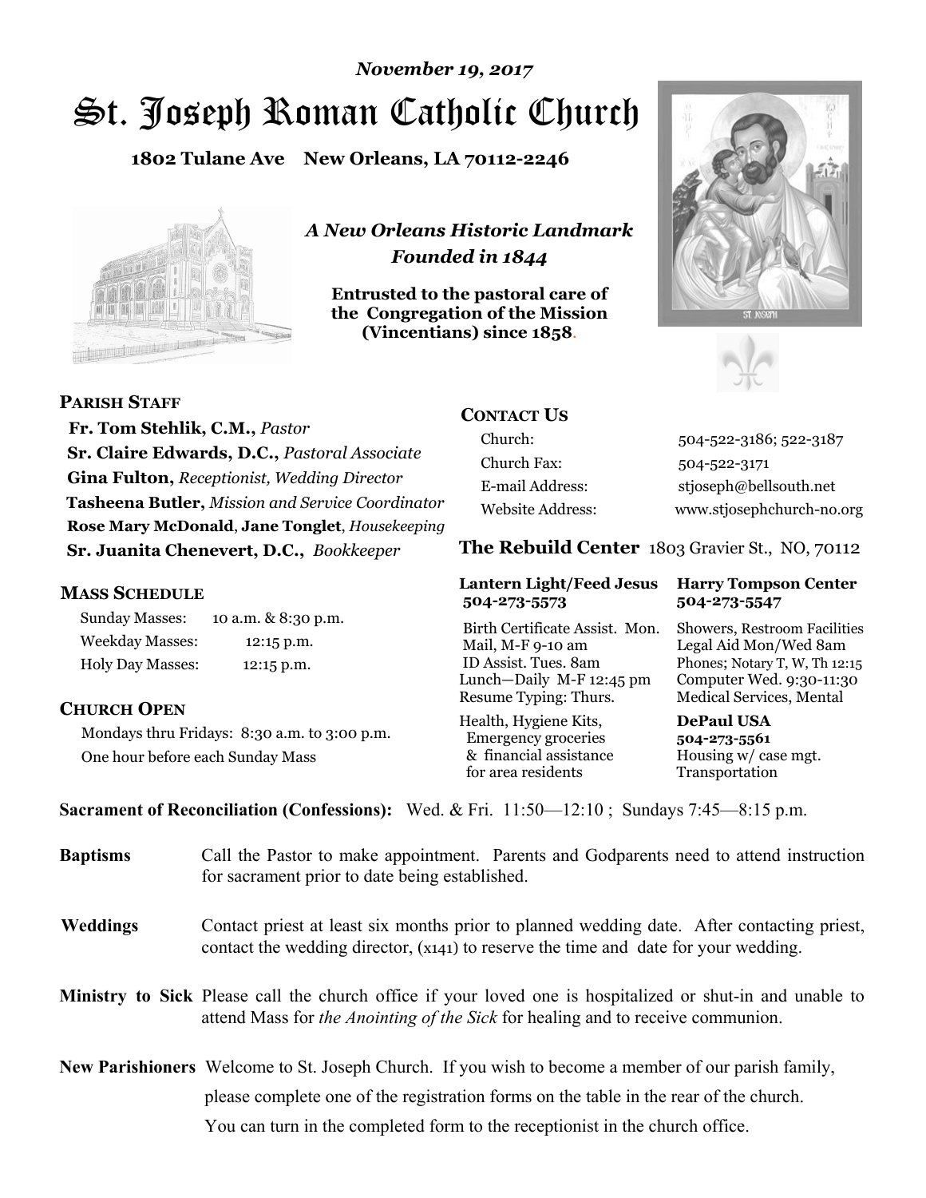*November 19, 2017*

# St. Joseph Roman Catholic Church

**1802 Tulane Ave New Orleans, LA 70112-2246**

*A New Orleans Historic Landmark*
*Founded in 1844*

**Entrusted to the pastoral care of the Congregation of the Mission (Vincentians) since 1858.**

## PARISH STAFF

**Fr. Tom Stehlik, C.M.,** *Pastor*
**Sr. Claire Edwards, D.C.,** *Pastoral Associate*
**Gina Fulton,** *Receptionist, Wedding Director*
**Tasheena Butler,** *Mission and Service Coordinator*
**Rose Mary McDonald**, **Jane Tonglet**, *Housekeeping*
**Sr. Juanita Chenevert, D.C.,** *Bookkeeper*

## MASS SCHEDULE

| | |
|---|---|
| Sunday Masses: | 10 a.m. & 8:30 p.m. |
| Weekday Masses: | 12:15 p.m. |
| Holy Day Masses: | 12:15 p.m. |

## CHURCH OPEN

Mondays thru Fridays: 8:30 a.m. to 3:00 p.m.
One hour before each Sunday Mass

## CONTACT US

| | |
|---|---|
| Church: | 504-522-3186; 522-3187 |
| Church Fax: | 504-522-3171 |
| E-mail Address: | stjoseph@bellsouth.net |
| Website Address: | www.stjosephchurch-no.org |

## The Rebuild Center 1803 Gravier St., NO, 70112

| Lantern Light/Feed Jesus 504-273-5573 | Harry Tompson Center 504-273-5547 |
|---|---|
| Birth Certificate Assist. Mon. Mail, M-F 9-10 am ID Assist. Tues. 8am Lunch—Daily M-F 12:45 pm Resume Typing: Thurs. | Showers, Restroom Facilities Legal Aid Mon/Wed 8am Phones; Notary T, W, Th 12:15 Computer Wed. 9:30-11:30 Medical Services, Mental |
| Health, Hygiene Kits, Emergency groceries & financial assistance for area residents | **DePaul USA 504-273-5561** Housing w/ case mgt. Transportation |

**Sacrament of Reconciliation (Confessions):** Wed. & Fri. 11:50—12:10 ; Sundays 7:45—8:15 p.m.

**Baptisms** Call the Pastor to make appointment. Parents and Godparents need to attend instruction for sacrament prior to date being established.

**Weddings** Contact priest at least six months prior to planned wedding date. After contacting priest, contact the wedding director, (x141) to reserve the time and date for your wedding.

**Ministry to Sick** Please call the church office if your loved one is hospitalized or shut-in and unable to attend Mass for *the Anointing of the Sick* for healing and to receive communion.

**New Parishioners** Welcome to St. Joseph Church. If you wish to become a member of our parish family, please complete one of the registration forms on the table in the rear of the church. You can turn in the completed form to the receptionist in the church office.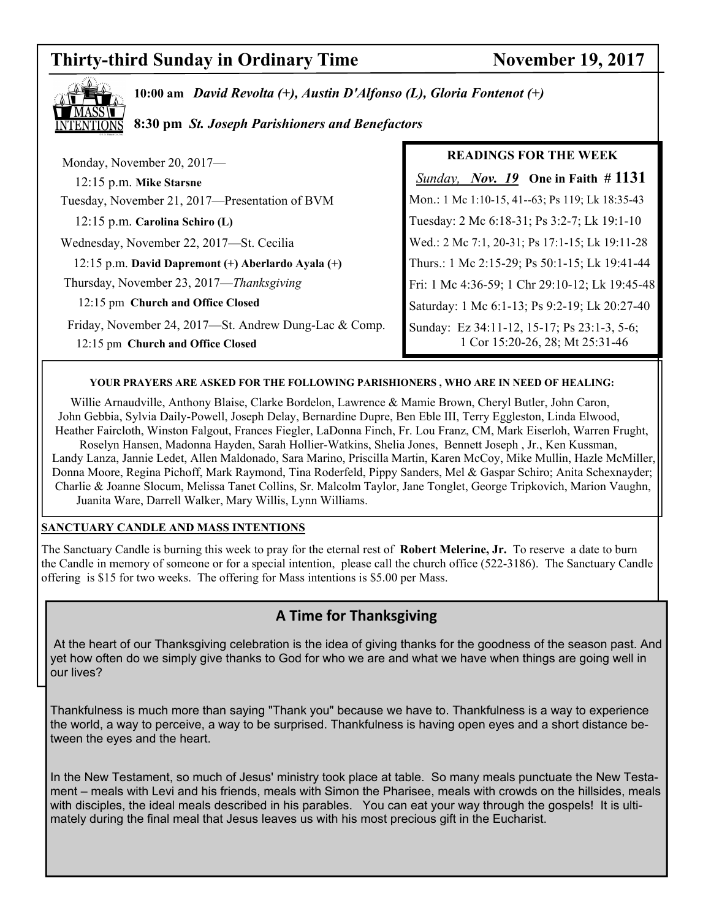# Thirty-third Sunday in Ordinary Time — November 19, 2017

**10:00 am** ***David Revolta (+), Austin D'Alfonso (L), Gloria Fontenot (+)***

**8:30 pm** ***St. Joseph Parishioners and Benefactors***

Monday, November 20, 2017—
12:15 p.m. **Mike Starsne**

Tuesday, November 21, 2017—Presentation of BVM
12:15 p.m. **Carolina Schiro (L)**

Wednesday, November 22, 2017—St. Cecilia
12:15 p.m. **David Dapremont (+) Aberlardo Ayala (+)**

Thursday, November 23, 2017—*Thanksgiving*
12:15 pm **Church and Office Closed**

Friday, November 24, 2017—St. Andrew Dung-Lac & Comp.
12:15 pm **Church and Office Closed**

**READINGS FOR THE WEEK**

*Sunday,* ***Nov. 19*** **One in Faith # 1131**

Mon.: 1 Mc 1:10-15, 41--63; Ps 119; Lk 18:35-43
Tuesday: 2 Mc 6:18-31; Ps 3:2-7; Lk 19:1-10
Wed.: 2 Mc 7:1, 20-31; Ps 17:1-15; Lk 19:11-28
Thurs.: 1 Mc 2:15-29; Ps 50:1-15; Lk 19:41-44
Fri: 1 Mc 4:36-59; 1 Chr 29:10-12; Lk 19:45-48
Saturday: 1 Mc 6:1-13; Ps 9:2-19; Lk 20:27-40
Sunday: Ez 34:11-12, 15-17; Ps 23:1-3, 5-6; 1 Cor 15:20-26, 28; Mt 25:31-46

**YOUR PRAYERS ARE ASKED FOR THE FOLLOWING PARISHIONERS , WHO ARE IN NEED OF HEALING:**

Willie Arnaudville, Anthony Blaise, Clarke Bordelon, Lawrence & Mamie Brown, Cheryl Butler, John Caron, John Gebbia, Sylvia Daily-Powell, Joseph Delay, Bernardine Dupre, Ben Eble III, Terry Eggleston, Linda Elwood, Heather Faircloth, Winston Falgout, Frances Fiegler, LaDonna Finch, Fr. Lou Franz, CM, Mark Eiserloh, Warren Frught, Roselyn Hansen, Madonna Hayden, Sarah Hollier-Watkins, Shelia Jones, Bennett Joseph , Jr., Ken Kussman, Landy Lanza, Jannie Ledet, Allen Maldonado, Sara Marino, Priscilla Martin, Karen McCoy, Mike Mullin, Hazle McMiller, Donna Moore, Regina Pichoff, Mark Raymond, Tina Roderfeld, Pippy Sanders, Mel & Gaspar Schiro; Anita Schexnayder; Charlie & Joanne Slocum, Melissa Tanet Collins, Sr. Malcolm Taylor, Jane Tonglet, George Tripkovich, Marion Vaughn, Juanita Ware, Darrell Walker, Mary Willis, Lynn Williams.

**SANCTUARY CANDLE AND MASS INTENTIONS**

The Sanctuary Candle is burning this week to pray for the eternal rest of **Robert Melerine, Jr.** To reserve a date to burn the Candle in memory of someone or for a special intention, please call the church office (522-3186). The Sanctuary Candle offering is $15 for two weeks. The offering for Mass intentions is $5.00 per Mass.

## A Time for Thanksgiving

At the heart of our Thanksgiving celebration is the idea of giving thanks for the goodness of the season past. And yet how often do we simply give thanks to God for who we are and what we have when things are going well in our lives?

Thankfulness is much more than saying "Thank you" because we have to. Thankfulness is a way to experience the world, a way to perceive, a way to be surprised. Thankfulness is having open eyes and a short distance between the eyes and the heart.

In the New Testament, so much of Jesus' ministry took place at table. So many meals punctuate the New Testament – meals with Levi and his friends, meals with Simon the Pharisee, meals with crowds on the hillsides, meals with disciples, the ideal meals described in his parables. You can eat your way through the gospels! It is ultimately during the final meal that Jesus leaves us with his most precious gift in the Eucharist.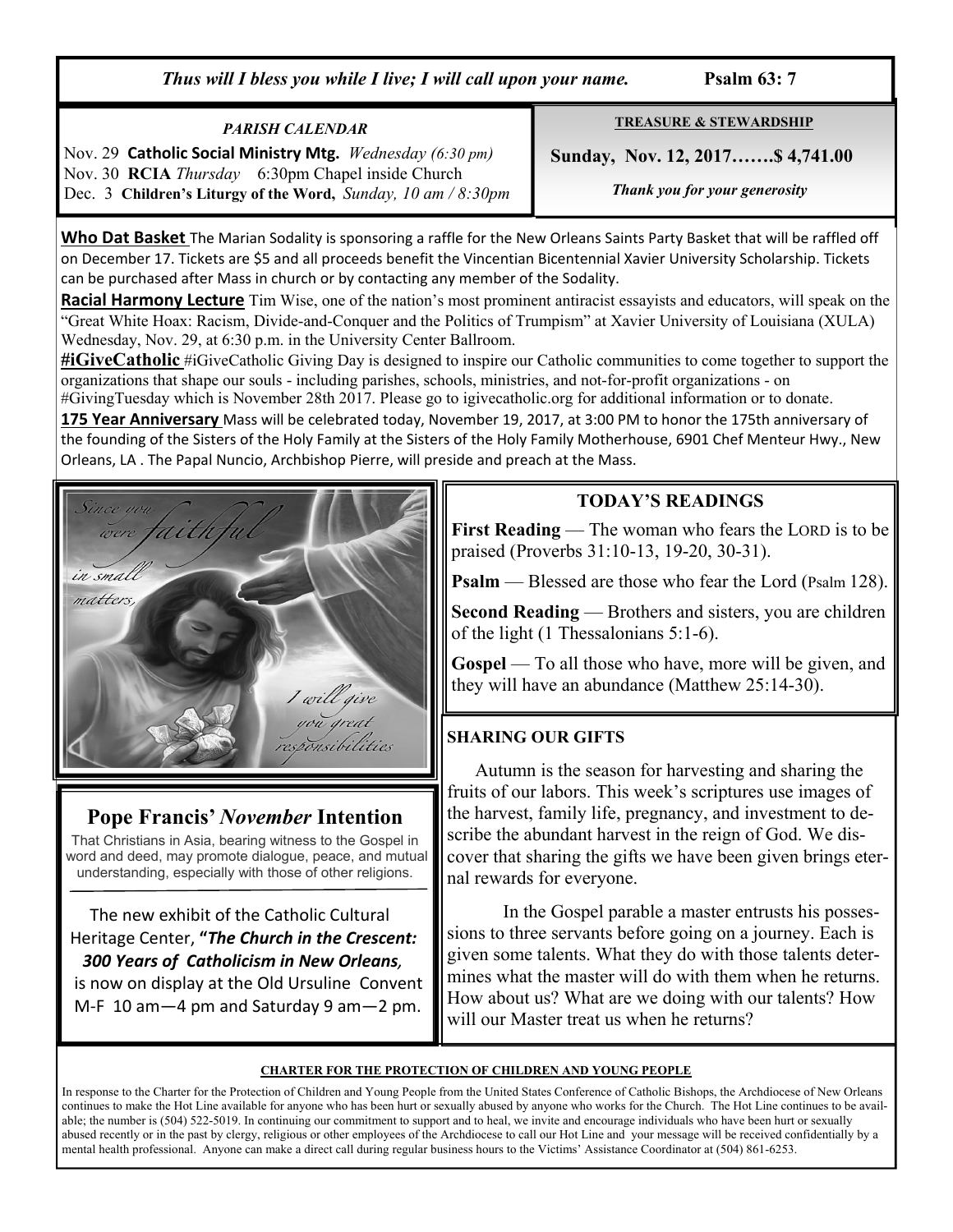*Thus will I bless you while I live; I will call upon your name.* **Psalm 63: 7**

*PARISH CALENDAR*

Nov. 29 **Catholic Social Ministry Mtg.** *Wednesday (6:30 pm)*
Nov. 30 **RCIA** *Thursday* 6:30pm Chapel inside Church
Dec. 3 **Children's Liturgy of the Word,** *Sunday, 10 am / 8:30pm*

**TREASURE & STEWARDSHIP**

**Sunday, Nov. 12, 2017…….$ 4,741.00**

*Thank you for your generosity*

**Who Dat Basket** The Marian Sodality is sponsoring a raffle for the New Orleans Saints Party Basket that will be raffled off on December 17. Tickets are $5 and all proceeds benefit the Vincentian Bicentennial Xavier University Scholarship. Tickets can be purchased after Mass in church or by contacting any member of the Sodality.

**Racial Harmony Lecture** Tim Wise, one of the nation's most prominent antiracist essayists and educators, will speak on the "Great White Hoax: Racism, Divide-and-Conquer and the Politics of Trumpism" at Xavier University of Louisiana (XULA) Wednesday, Nov. 29, at 6:30 p.m. in the University Center Ballroom.

**#iGiveCatholic** #iGiveCatholic Giving Day is designed to inspire our Catholic communities to come together to support the organizations that shape our souls - including parishes, schools, ministries, and not-for-profit organizations - on #GivingTuesday which is November 28th 2017. Please go to igivecatholic.org for additional information or to donate.

**175 Year Anniversary** Mass will be celebrated today, November 19, 2017, at 3:00 PM to honor the 175th anniversary of the founding of the Sisters of the Holy Family at the Sisters of the Holy Family Motherhouse, 6901 Chef Menteur Hwy., New Orleans, LA . The Papal Nuncio, Archbishop Pierre, will preside and preach at the Mass.

*Since you were faithful in small matters, I will give you great responsibilities*

## Pope Francis' *November* Intention

That Christians in Asia, bearing witness to the Gospel in word and deed, may promote dialogue, peace, and mutual understanding, especially with those of other religions.

The new exhibit of the Catholic Cultural Heritage Center, **"*The Church in the Crescent: 300 Years of Catholicism in New Orleans,*** is now on display at the Old Ursuline Convent M-F 10 am—4 pm and Saturday 9 am—2 pm.

## TODAY'S READINGS

**First Reading** — The woman who fears the LORD is to be praised (Proverbs 31:10-13, 19-20, 30-31).

**Psalm** — Blessed are those who fear the Lord (Psalm 128).

**Second Reading** — Brothers and sisters, you are children of the light (1 Thessalonians 5:1-6).

**Gospel** — To all those who have, more will be given, and they will have an abundance (Matthew 25:14-30).

**SHARING OUR GIFTS**

Autumn is the season for harvesting and sharing the fruits of our labors. This week's scriptures use images of the harvest, family life, pregnancy, and investment to describe the abundant harvest in the reign of God. We discover that sharing the gifts we have been given brings eternal rewards for everyone.

In the Gospel parable a master entrusts his possessions to three servants before going on a journey. Each is given some talents. What they do with those talents determines what the master will do with them when he returns. How about us? What are we doing with our talents? How will our Master treat us when he returns?

**CHARTER FOR THE PROTECTION OF CHILDREN AND YOUNG PEOPLE**

In response to the Charter for the Protection of Children and Young People from the United States Conference of Catholic Bishops, the Archdiocese of New Orleans continues to make the Hot Line available for anyone who has been hurt or sexually abused by anyone who works for the Church. The Hot Line continues to be available; the number is (504) 522-5019. In continuing our commitment to support and to heal, we invite and encourage individuals who have been hurt or sexually abused recently or in the past by clergy, religious or other employees of the Archdiocese to call our Hot Line and your message will be received confidentially by a mental health professional. Anyone can make a direct call during regular business hours to the Victims' Assistance Coordinator at (504) 861-6253.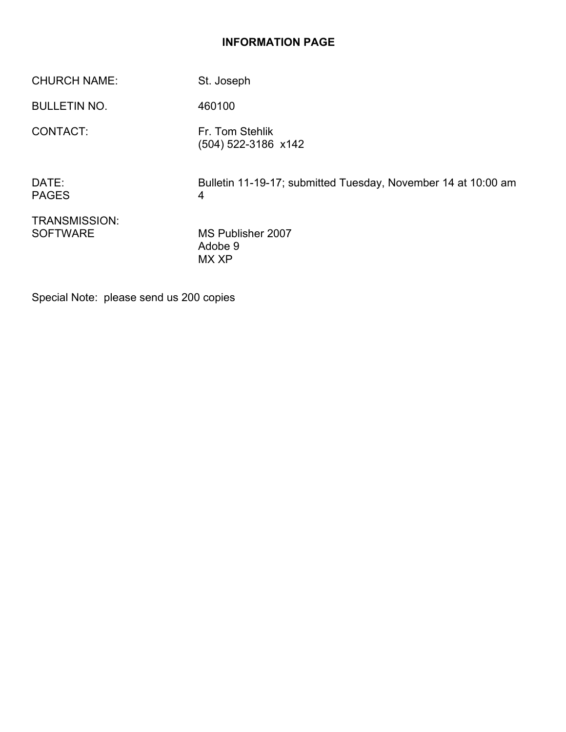# INFORMATION PAGE

| | |
|---|---|
| CHURCH NAME: | St. Joseph |
| BULLETIN NO. | 460100 |
| CONTACT: | Fr. Tom Stehlik<br>(504) 522-3186  x142 |
| DATE:<br>PAGES | Bulletin 11-19-17; submitted Tuesday, November 14 at 10:00 am<br>4 |
| TRANSMISSION:<br>SOFTWARE | MS Publisher 2007<br>Adobe 9<br>MX XP |

Special Note:  please send us 200 copies